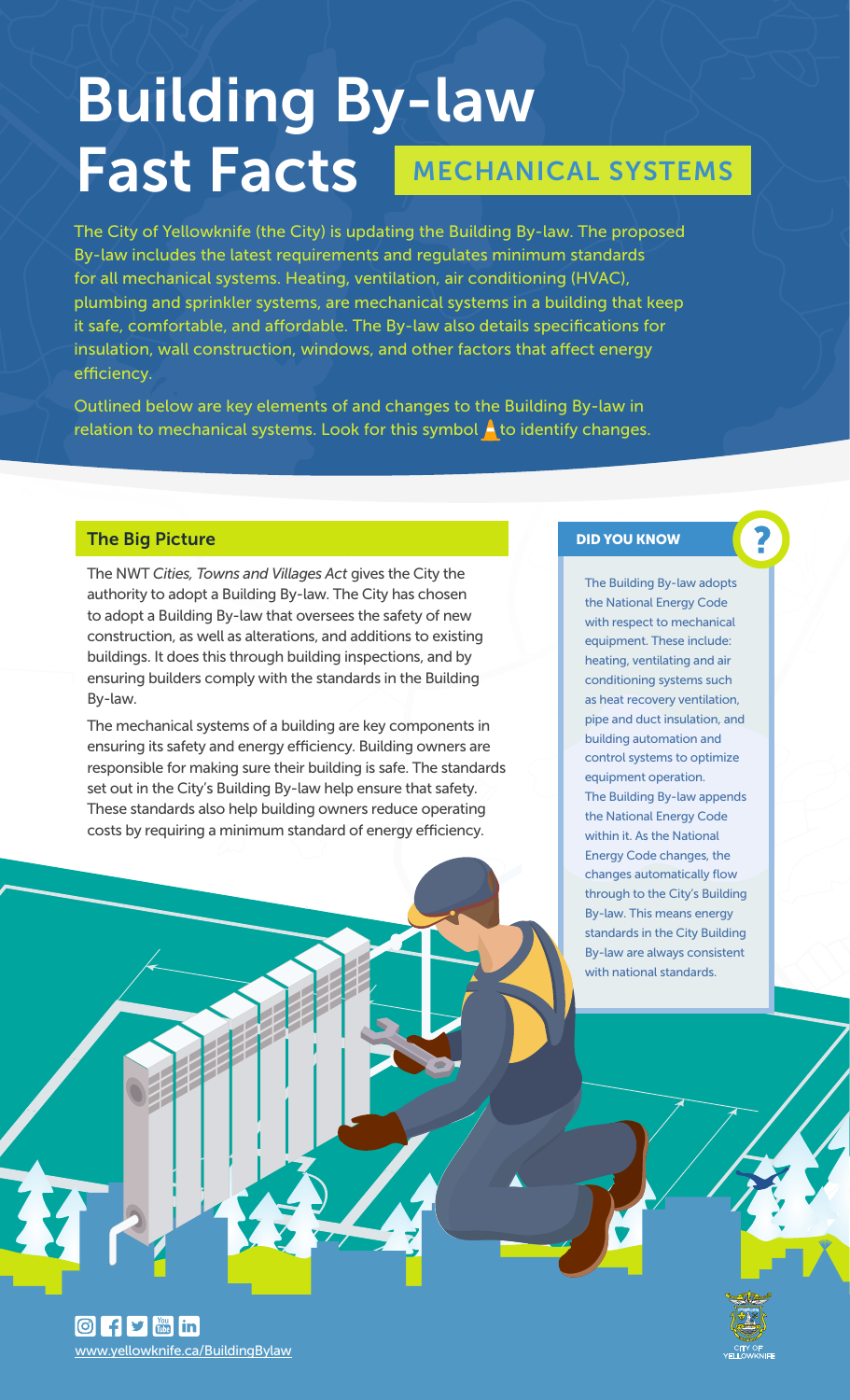# Building By-law Fast Facts

## MECHANICAL SYSTEMS

The City of Yellowknife (the City) is updating the Building By-law. The proposed By-law includes the latest requirements and regulates minimum standards for all mechanical systems. Heating, ventilation, air conditioning (HVAC), plumbing and sprinkler systems, are mechanical systems in a building that keep it safe, comfortable, and affordable. The By-law also details specifications for insulation, wall construction, windows, and other factors that affect energy efficiency.

Outlined below are key elements of and changes to the Building By-law in relation to mechanical systems. Look for this symbol ▲ to identify changes.

### The Big Picture

The NWT *Cities, Towns and Villages Act* gives the City the authority to adopt a Building By-law. The City has chosen to adopt a Building By-law that oversees the safety of new construction, as well as alterations, and additions to existing buildings. It does this through building inspections, and by ensuring builders comply with the standards in the Building By-law.

The mechanical systems of a building are key components in ensuring its safety and energy efficiency. Building owners are responsible for making sure their building is safe. The standards set out in the City's Building By-law help ensure that safety. These standards also help building owners reduce operating costs by requiring a minimum standard of energy efficiency.

### DID YOU KNOW ?

The Building By-law adopts the National Energy Code with respect to mechanical equipment. These include: heating, ventilating and air conditioning systems such as heat recovery ventilation, pipe and duct insulation, and building automation and control systems to optimize equipment operation.

The Building By-law appends the National Energy Code within it. As the National Energy Code changes, the changes automatically flow through to the City's Building By-law. This means energy standards in the City Building By-law are always consistent with national standards.

www.yellowknife.ca/BuildingBylaw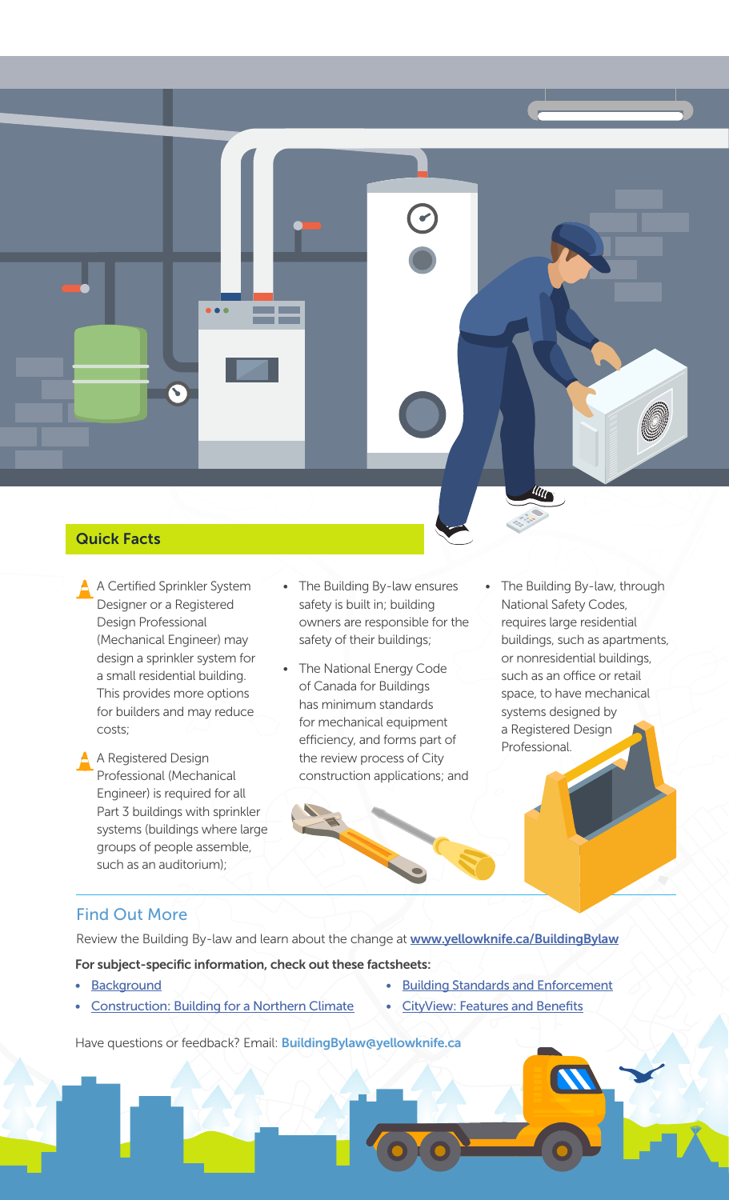## Quick Facts

- A Certified Sprinkler System Designer or a Registered Design Professional (Mechanical Engineer) may design a sprinkler system for a small residential building. This provides more options for builders and may reduce costs;
- A Registered Design Professional (Mechanical Engineer) is required for all Part 3 buildings with sprinkler systems (buildings where large groups of people assemble, such as an auditorium);
- The Building By-law ensures safety is built in; building owners are responsible for the safety of their buildings;
- The National Energy Code of Canada for Buildings has minimum standards for mechanical equipment efficiency, and forms part of the review process of City construction applications; and
- The Building By-law, through National Safety Codes, requires large residential buildings, such as apartments, or nonresidential buildings, such as an office or retail space, to have mechanical systems designed by a Registered Design Professional.

## Find Out More

Review the Building By-law and learn about the change at **www.yellowknife.ca/BuildingBylaw**

**For subject-specific information, check out these factsheets:**

- Background
- Construction: Building for a Northern Climate
- Building Standards and Enforcement
- CityView: Features and Benefits

Have questions or feedback? Email: **BuildingBylaw@yellowknife.ca**